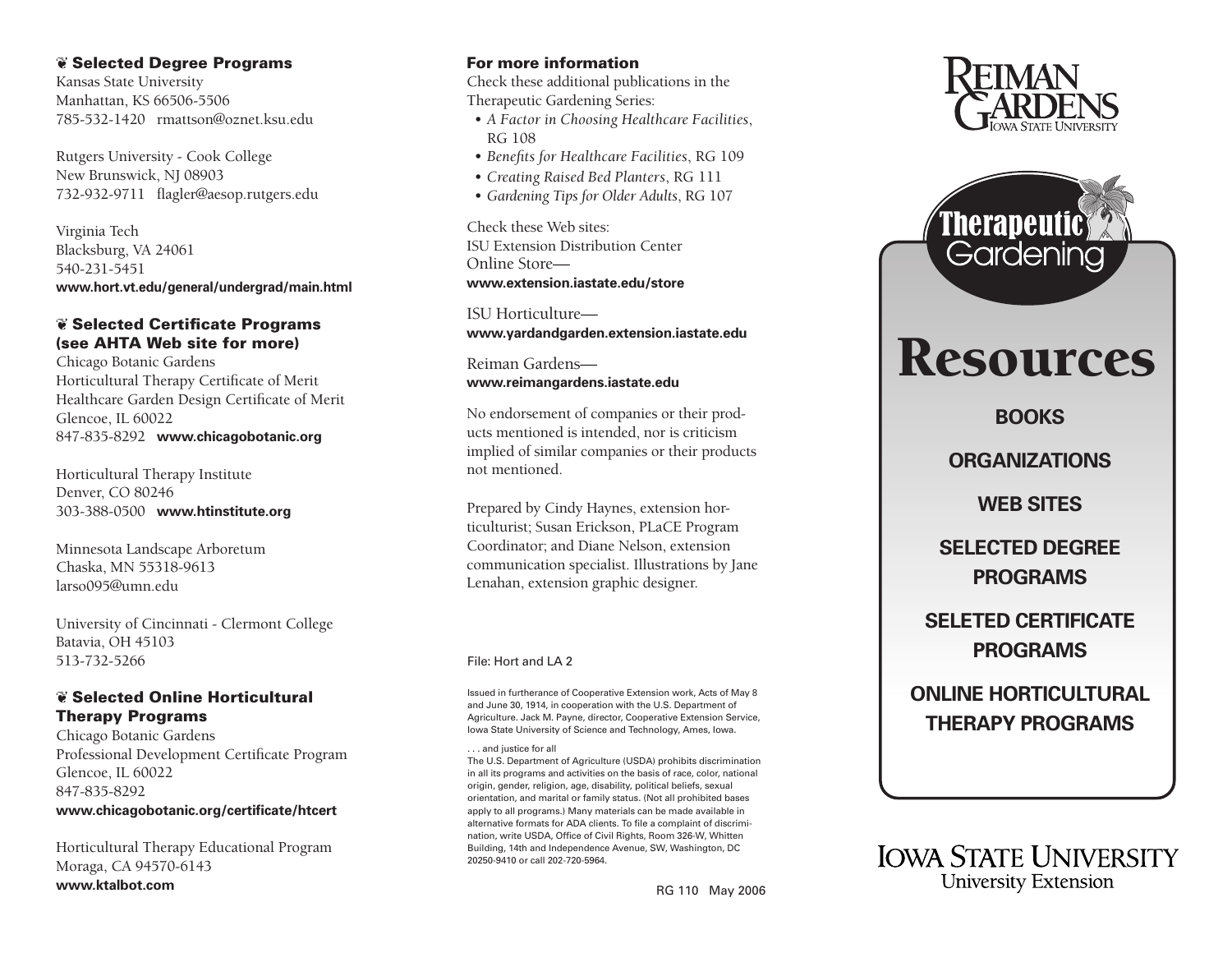## ❦ Selected Degree Programs

Kansas State University
Manhattan, KS 66506-5506
785-532-1420 rmattson@oznet.ksu.edu

Rutgers University - Cook College
New Brunswick, NJ 08903
732-932-9711 flagler@aesop.rutgers.edu

Virginia Tech
Blacksburg, VA 24061
540-231-5451
**www.hort.vt.edu/general/undergrad/main.html**

## ❦ Selected Certificate Programs (see AHTA Web site for more)

Chicago Botanic Gardens
Horticultural Therapy Certificate of Merit
Healthcare Garden Design Certificate of Merit
Glencoe, IL 60022
847-835-8292 **www.chicagobotanic.org**

Horticultural Therapy Institute
Denver, CO 80246
303-388-0500 **www.htinstitute.org**

Minnesota Landscape Arboretum
Chaska, MN 55318-9613
larso095@umn.edu

University of Cincinnati - Clermont College
Batavia, OH 45103
513-732-5266

## ❦ Selected Online Horticultural Therapy Programs

Chicago Botanic Gardens
Professional Development Certificate Program
Glencoe, IL 60022
847-835-8292
**www.chicagobotanic.org/certificate/htcert**

Horticultural Therapy Educational Program
Moraga, CA 94570-6143
**www.ktalbot.com**

## For more information

Check these additional publications in the Therapeutic Gardening Series:

- *A Factor in Choosing Healthcare Facilities*, RG 108
- *Benefits for Healthcare Facilities*, RG 109
- *Creating Raised Bed Planters*, RG 111
- *Gardening Tips for Older Adults*, RG 107

Check these Web sites:
ISU Extension Distribution Center
Online Store—
**www.extension.iastate.edu/store**

ISU Horticulture—
**www.yardandgarden.extension.iastate.edu**

Reiman Gardens—
**www.reimangardens.iastate.edu**

No endorsement of companies or their products mentioned is intended, nor is criticism implied of similar companies or their products not mentioned.

Prepared by Cindy Haynes, extension horticulturist; Susan Erickson, PLaCE Program Coordinator; and Diane Nelson, extension communication specialist. Illustrations by Jane Lenahan, extension graphic designer.

File: Hort and LA 2

Issued in furtherance of Cooperative Extension work, Acts of May 8 and June 30, 1914, in cooperation with the U.S. Department of Agriculture. Jack M. Payne, director, Cooperative Extension Service, Iowa State University of Science and Technology, Ames, Iowa.

. . . and justice for all
The U.S. Department of Agriculture (USDA) prohibits discrimination in all its programs and activities on the basis of race, color, national origin, gender, religion, age, disability, political beliefs, sexual orientation, and marital or family status. (Not all prohibited bases apply to all programs.) Many materials can be made available in alternative formats for ADA clients. To file a complaint of discrimination, write USDA, Office of Civil Rights, Room 326-W, Whitten Building, 14th and Independence Avenue, SW, Washington, DC 20250-9410 or call 202-720-5964.

RG 110 May 2006

REIMAN GARDENS
IOWA STATE UNIVERSITY

Therapeutic Gardening

# Resources

**BOOKS**

**ORGANIZATIONS**

**WEB SITES**

**SELECTED DEGREE PROGRAMS**

**SELETED CERTIFICATE PROGRAMS**

**ONLINE HORTICULTURAL THERAPY PROGRAMS**

IOWA STATE UNIVERSITY
University Extension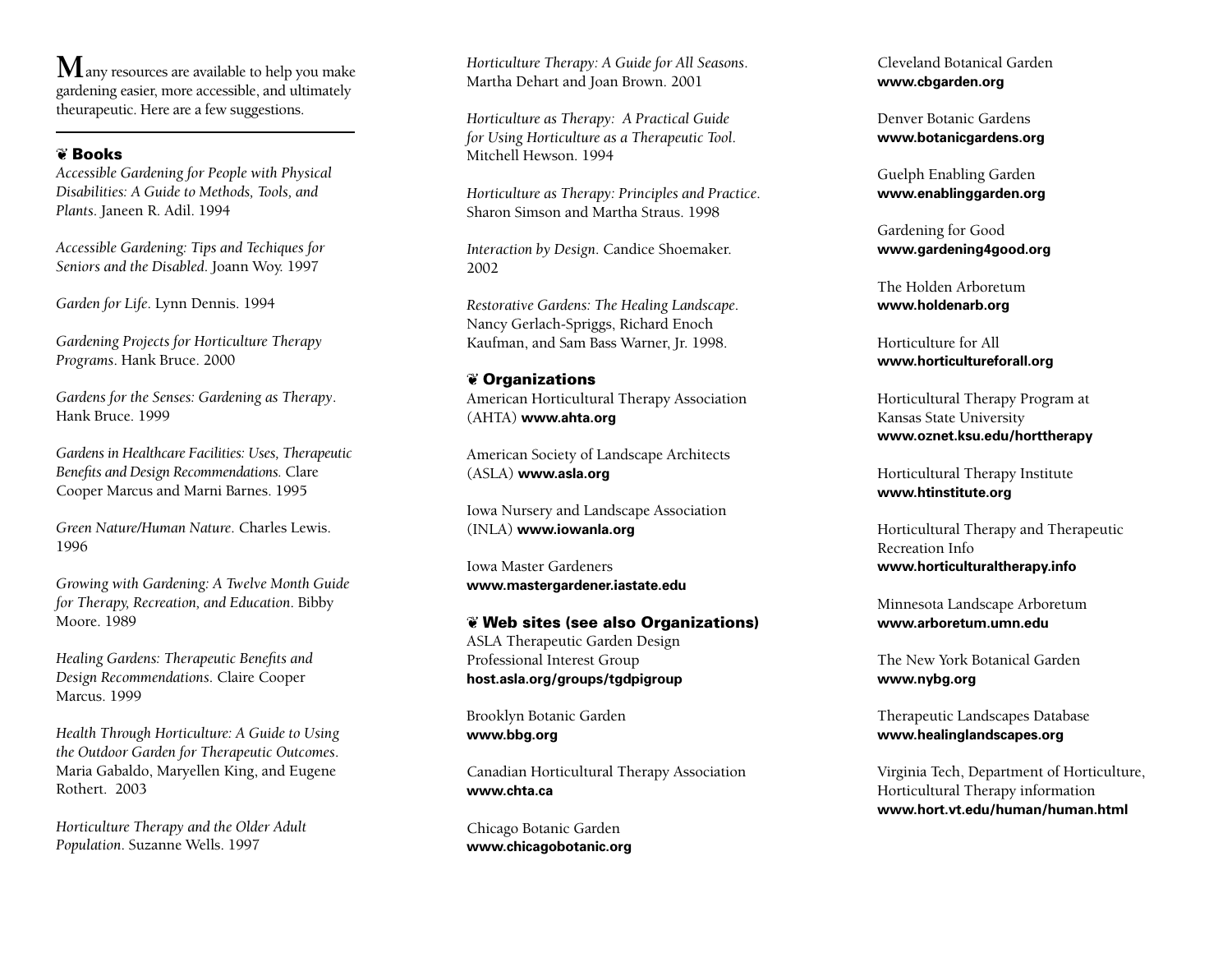Many resources are available to help you make gardening easier, more accessible, and ultimately theurapeutic. Here are a few suggestions.

---

## ❦ Books

*Accessible Gardening for People with Physical Disabilities: A Guide to Methods, Tools, and Plants*. Janeen R. Adil. 1994

*Accessible Gardening: Tips and Techiques for Seniors and the Disabled*. Joann Woy. 1997

*Garden for Life*. Lynn Dennis. 1994

*Gardening Projects for Horticulture Therapy Programs*. Hank Bruce. 2000

*Gardens for the Senses: Gardening as Therapy*. Hank Bruce. 1999

*Gardens in Healthcare Facilities: Uses, Therapeutic Benefits and Design Recommendations.* Clare Cooper Marcus and Marni Barnes. 1995

*Green Nature/Human Nature*. Charles Lewis. 1996

*Growing with Gardening: A Twelve Month Guide for Therapy, Recreation, and Education*. Bibby Moore. 1989

*Healing Gardens: Therapeutic Benefits and Design Recommendations*. Claire Cooper Marcus. 1999

*Health Through Horticulture: A Guide to Using the Outdoor Garden for Therapeutic Outcomes*. Maria Gabaldo, Maryellen King, and Eugene Rothert. 2003

*Horticulture Therapy and the Older Adult Population*. Suzanne Wells. 1997

*Horticulture Therapy: A Guide for All Seasons*. Martha Dehart and Joan Brown. 2001

*Horticulture as Therapy: A Practical Guide for Using Horticulture as a Therapeutic Tool*. Mitchell Hewson. 1994

*Horticulture as Therapy: Principles and Practice*. Sharon Simson and Martha Straus. 1998

*Interaction by Design*. Candice Shoemaker. 2002

*Restorative Gardens: The Healing Landscape*. Nancy Gerlach-Spriggs, Richard Enoch Kaufman, and Sam Bass Warner, Jr. 1998.

## ❦ Organizations

American Horticultural Therapy Association (AHTA) **www.ahta.org**

American Society of Landscape Architects (ASLA) **www.asla.org**

Iowa Nursery and Landscape Association (INLA) **www.iowanla.org**

Iowa Master Gardeners
**www.mastergardener.iastate.edu**

## ❦ Web sites (see also Organizations)

ASLA Therapeutic Garden Design Professional Interest Group
**host.asla.org/groups/tgdpigroup**

Brooklyn Botanic Garden
**www.bbg.org**

Canadian Horticultural Therapy Association
**www.chta.ca**

Chicago Botanic Garden
**www.chicagobotanic.org**

Cleveland Botanical Garden
**www.cbgarden.org**

Denver Botanic Gardens
**www.botanicgardens.org**

Guelph Enabling Garden
**www.enablinggarden.org**

Gardening for Good
**www.gardening4good.org**

The Holden Arboretum
**www.holdenarb.org**

Horticulture for All
**www.horticultureforall.org**

Horticultural Therapy Program at Kansas State University
**www.oznet.ksu.edu/horttherapy**

Horticultural Therapy Institute
**www.htinstitute.org**

Horticultural Therapy and Therapeutic Recreation Info
**www.horticulturaltherapy.info**

Minnesota Landscape Arboretum
**www.arboretum.umn.edu**

The New York Botanical Garden
**www.nybg.org**

Therapeutic Landscapes Database
**www.healinglandscapes.org**

Virginia Tech, Department of Horticulture, Horticultural Therapy information
**www.hort.vt.edu/human/human.html**